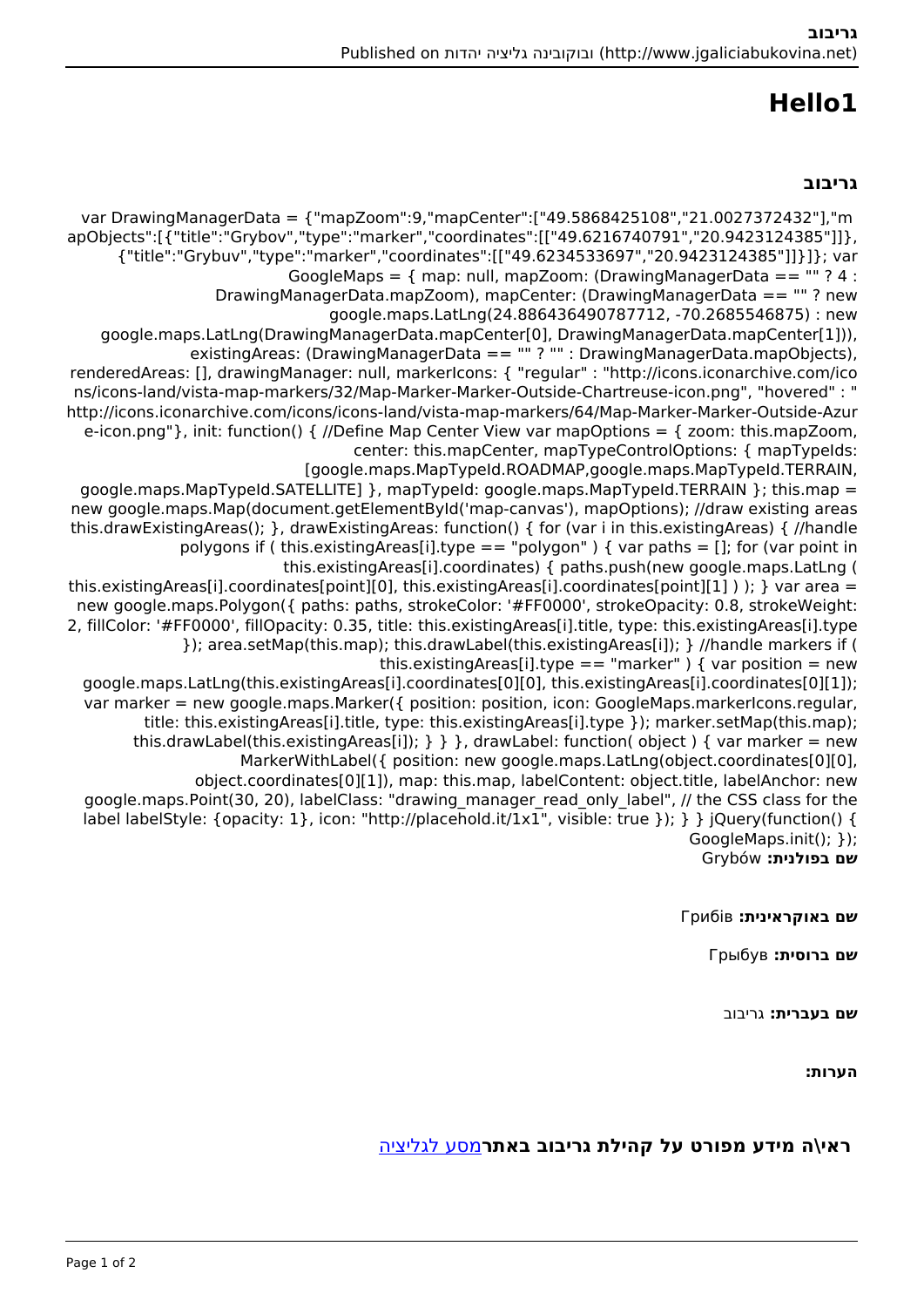# Hello1

## גריבוב

var DrawingManagerData = {"mapZoom":9,"mapCenter":["49.5868425108","21.0027372432"],"mapObjects":[{"title":"Grybov","type":"marker","coordinates":[["49.6216740791","20.9423124385"]]},{"title":"Grybuv","type":"marker","coordinates":[["49.6234533697","20.9423124385"]]}]}; var GoogleMaps = { map: null, mapZoom: (DrawingManagerData == "" ? 4 : DrawingManagerData.mapZoom), mapCenter: (DrawingManagerData == "" ? new google.maps.LatLng(24.886436490787712, -70.2685546875) : new google.maps.LatLng(DrawingManagerData.mapCenter[0], DrawingManagerData.mapCenter[1])), existingAreas: (DrawingManagerData == "" ? "" : DrawingManagerData.mapObjects), renderedAreas: [], drawingManager: null, markerIcons: { "regular" : "http://icons.iconarchive.com/icons/icons-land/vista-map-markers/32/Map-Marker-Marker-Outside-Chartreuse-icon.png", "hovered" : "http://icons.iconarchive.com/icons/icons-land/vista-map-markers/64/Map-Marker-Marker-Outside-Azure-icon.png"}, init: function() { //Define Map Center View var mapOptions = { zoom: this.mapZoom, center: this.mapCenter, mapTypeControlOptions: { mapTypeIds: [google.maps.MapTypeId.ROADMAP,google.maps.MapTypeId.TERRAIN, google.maps.MapTypeId.SATELLITE] }, mapTypeId: google.maps.MapTypeId.TERRAIN }; this.map = new google.maps.Map(document.getElementById('map-canvas'), mapOptions); //draw existing areas this.drawExistingAreas(); }, drawExistingAreas: function() { for (var i in this.existingAreas) { //handle polygons if ( this.existingAreas[i].type == "polygon" ) { var paths = []; for (var point in this.existingAreas[i].coordinates) { paths.push(new google.maps.LatLng ( this.existingAreas[i].coordinates[point][0], this.existingAreas[i].coordinates[point][1] ) ); } var area = new google.maps.Polygon({ paths: paths, strokeColor: '#FF0000', strokeOpacity: 0.8, strokeWeight: 2, fillColor: '#FF0000', fillOpacity: 0.35, title: this.existingAreas[i].title, type: this.existingAreas[i].type }); area.setMap(this.map); this.drawLabel(this.existingAreas[i]); } //handle markers if ( this.existingAreas[i].type == "marker" ) { var position = new google.maps.LatLng(this.existingAreas[i].coordinates[0][0], this.existingAreas[i].coordinates[0][1]); var marker = new google.maps.Marker({ position: position, icon: GoogleMaps.markerIcons.regular, title: this.existingAreas[i].title, type: this.existingAreas[i].type }); marker.setMap(this.map); this.drawLabel(this.existingAreas[i]); } } }, drawLabel: function( object ) { var marker = new MarkerWithLabel({ position: new google.maps.LatLng(object.coordinates[0][0], object.coordinates[0][1]), map: this.map, labelContent: object.title, labelAnchor: new google.maps.Point(30, 20), labelClass: "drawing_manager_read_only_label", // the CSS class for the label labelStyle: {opacity: 1}, icon: "http://placehold.it/1x1", visible: true }); } } jQuery(function() { GoogleMaps.init(); });

**שם בפולנית:** Grybów

**שם באוקראינית:** Грибів

**שם ברוסית:** Грыбув

**שם בעברית:** גריבוב

**הערות:**

**ראי\ה מידע מפורט על קהילת גריבוב באתר**[מסע לגליציה]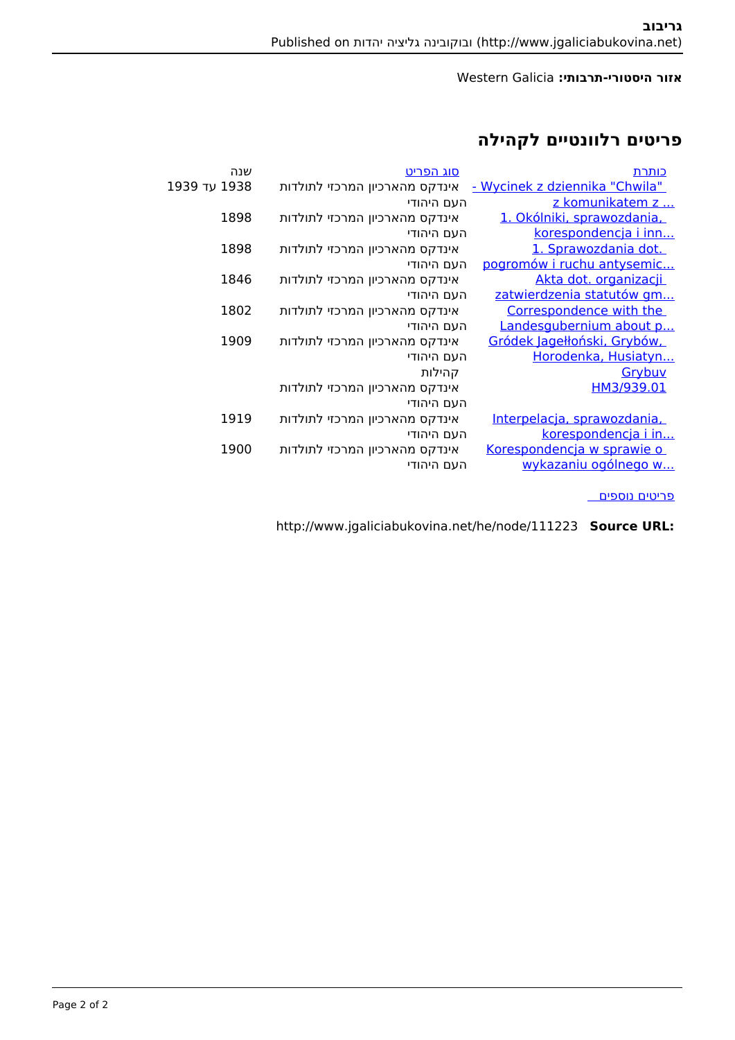אזור היסטורי-תרבותי: Western Galicia

## פריטים רלוונטיים לקהילה

| כותרת | סוג הפריט | שנה |
|---|---|---|
| - Wycinek z dziennika "Chwila" z komunikatem z ... | אינדקס מהארכיון המרכזי לתולדות העם היהודי | 1938 עד 1939 |
| 1. Okólniki, sprawozdania, korespondencja i inn... | אינדקס מהארכיון המרכזי לתולדות העם היהודי | 1898 |
| 1. Sprawozdania dot. pogromów i ruchu antysemic... | אינדקס מהארכיון המרכזי לתולדות העם היהודי | 1898 |
| Akta dot. organizacji zatwierdzenia statutów gm... | אינדקס מהארכיון המרכזי לתולדות העם היהודי | 1846 |
| Correspondence with the Landesgubernium about p... | אינדקס מהארכיון המרכזי לתולדות העם היהודי | 1802 |
| Gródek Jagełłoński, Grybów, Horodenka, Husiatyn... | אינדקס מהארכיון המרכזי לתולדות העם היהודי | 1909 |
| Grybuv | קהילות | |
| HM3/939.01 | אינדקס מהארכיון המרכזי לתולדות העם היהודי | |
| Interpelacja, sprawozdania, korespondencja i in... | אינדקס מהארכיון המרכזי לתולדות העם היהודי | 1919 |
| Korespondencja w sprawie o wykazaniu ogólnego w... | אינדקס מהארכיון המרכזי לתולדות העם היהודי | 1900 |

פריטים נוספים

**Source URL:** http://www.jgaliciabukovina.net/he/node/111223